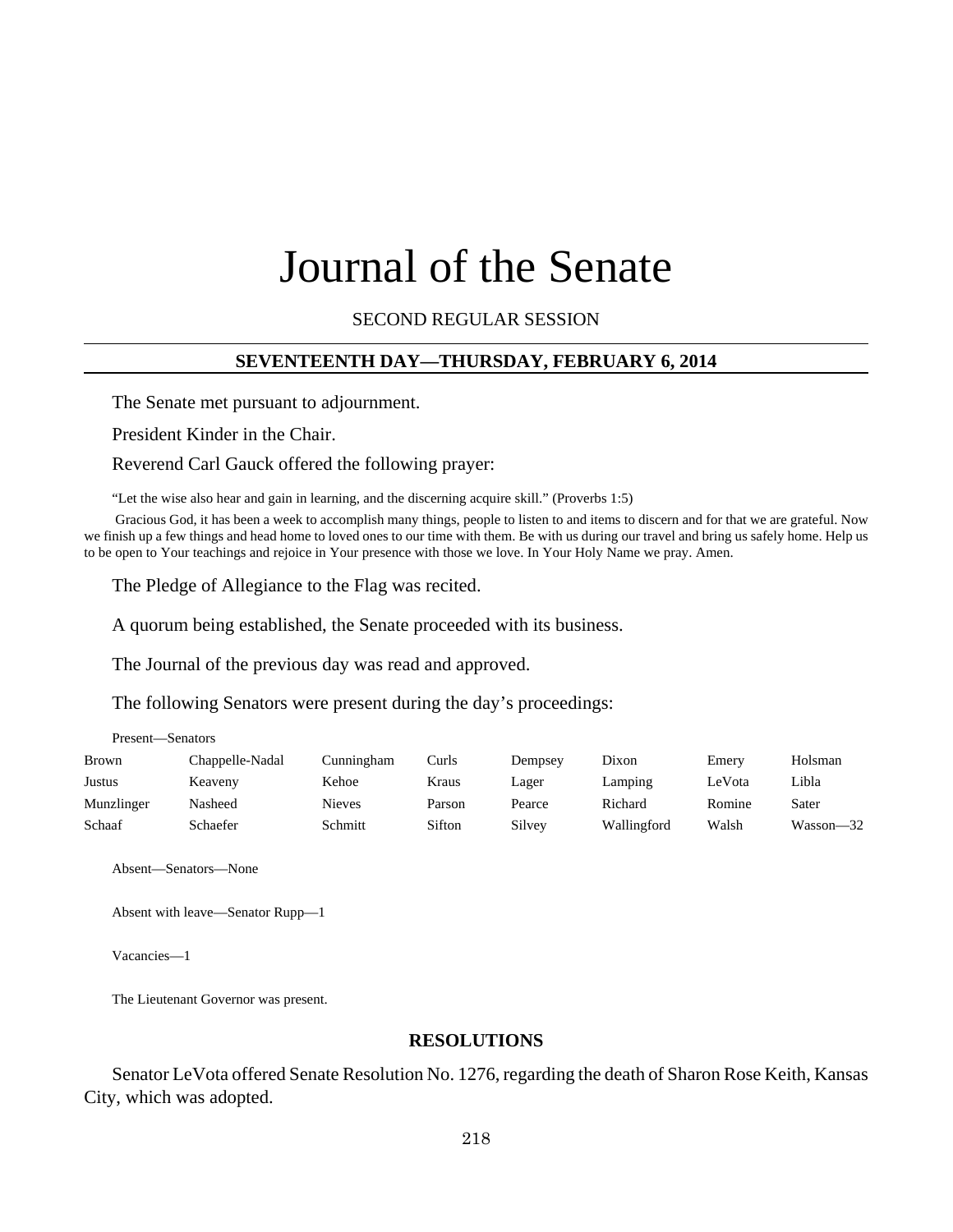# Journal of the Senate

SECOND REGULAR SESSION

## SEVENTEENTH DAY—THURSDAY, FEBRUARY 6, 2014

The Senate met pursuant to adjournment.

President Kinder in the Chair.

Reverend Carl Gauck offered the following prayer:

"Let the wise also hear and gain in learning, and the discerning acquire skill." (Proverbs 1:5)

Gracious God, it has been a week to accomplish many things, people to listen to and items to discern and for that we are grateful. Now we finish up a few things and head home to loved ones to our time with them. Be with us during our travel and bring us safely home. Help us to be open to Your teachings and rejoice in Your presence with those we love. In Your Holy Name we pray. Amen.

The Pledge of Allegiance to the Flag was recited.

A quorum being established, the Senate proceeded with its business.

The Journal of the previous day was read and approved.

The following Senators were present during the day's proceedings:

Present—Senators

| | | | | | | | |
|---|---|---|---|---|---|---|---|
| Brown | Chappelle-Nadal | Cunningham | Curls | Dempsey | Dixon | Emery | Holsman |
| Justus | Keaveny | Kehoe | Kraus | Lager | Lamping | LeVota | Libla |
| Munzlinger | Nasheed | Nieves | Parson | Pearce | Richard | Romine | Sater |
| Schaaf | Schaefer | Schmitt | Sifton | Silvey | Wallingford | Walsh | Wasson—32 |

Absent—Senators—None

Absent with leave—Senator Rupp—1

Vacancies—1

The Lieutenant Governor was present.

## RESOLUTIONS

Senator LeVota offered Senate Resolution No. 1276, regarding the death of Sharon Rose Keith, Kansas City, which was adopted.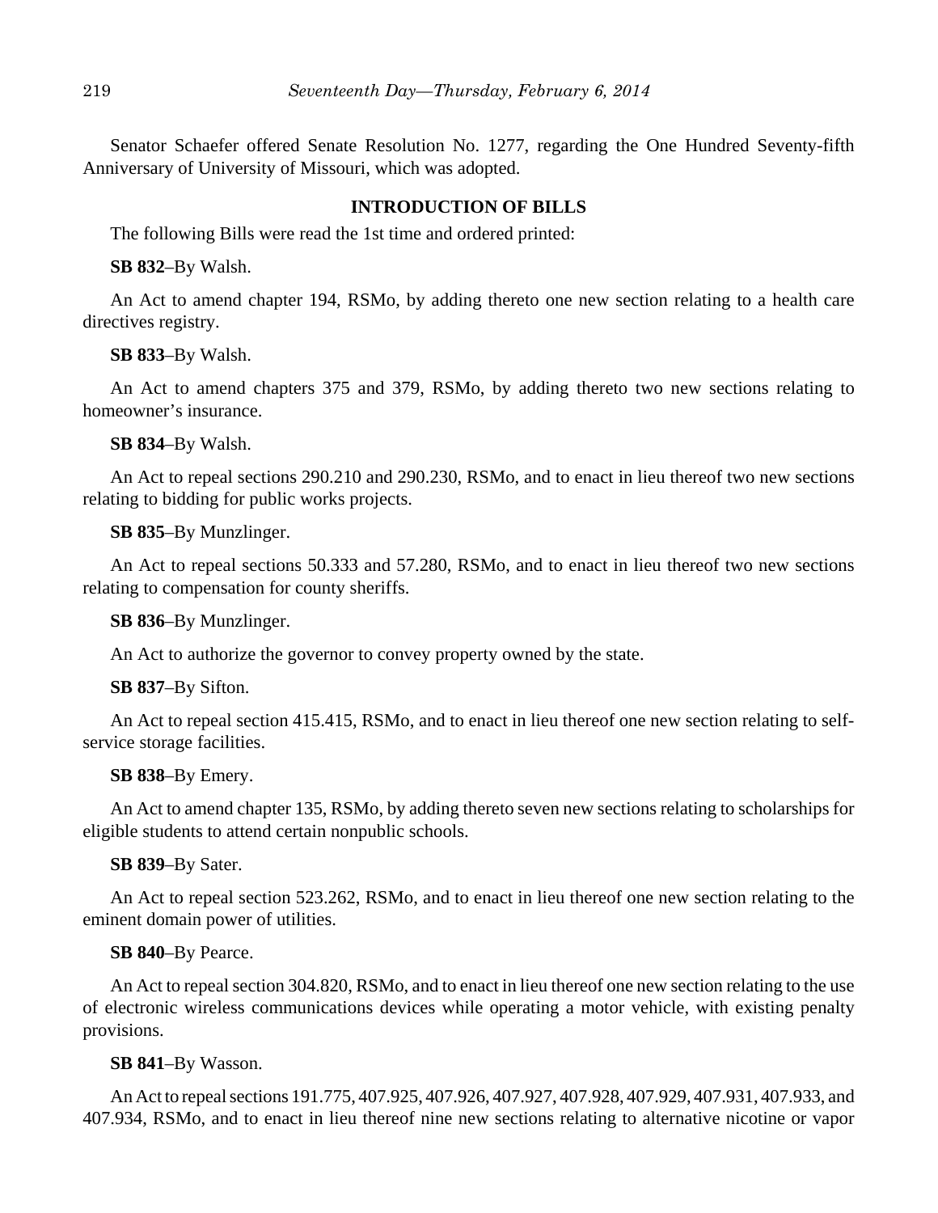Senator Schaefer offered Senate Resolution No. 1277, regarding the One Hundred Seventy-fifth Anniversary of University of Missouri, which was adopted.

## INTRODUCTION OF BILLS

The following Bills were read the 1st time and ordered printed:

**SB 832**–By Walsh.

An Act to amend chapter 194, RSMo, by adding thereto one new section relating to a health care directives registry.

**SB 833**–By Walsh.

An Act to amend chapters 375 and 379, RSMo, by adding thereto two new sections relating to homeowner's insurance.

**SB 834**–By Walsh.

An Act to repeal sections 290.210 and 290.230, RSMo, and to enact in lieu thereof two new sections relating to bidding for public works projects.

**SB 835**–By Munzlinger.

An Act to repeal sections 50.333 and 57.280, RSMo, and to enact in lieu thereof two new sections relating to compensation for county sheriffs.

**SB 836**–By Munzlinger.

An Act to authorize the governor to convey property owned by the state.

**SB 837**–By Sifton.

An Act to repeal section 415.415, RSMo, and to enact in lieu thereof one new section relating to self-service storage facilities.

**SB 838**–By Emery.

An Act to amend chapter 135, RSMo, by adding thereto seven new sections relating to scholarships for eligible students to attend certain nonpublic schools.

**SB 839**–By Sater.

An Act to repeal section 523.262, RSMo, and to enact in lieu thereof one new section relating to the eminent domain power of utilities.

**SB 840**–By Pearce.

An Act to repeal section 304.820, RSMo, and to enact in lieu thereof one new section relating to the use of electronic wireless communications devices while operating a motor vehicle, with existing penalty provisions.

**SB 841**–By Wasson.

An Act to repeal sections 191.775, 407.925, 407.926, 407.927, 407.928, 407.929, 407.931, 407.933, and 407.934, RSMo, and to enact in lieu thereof nine new sections relating to alternative nicotine or vapor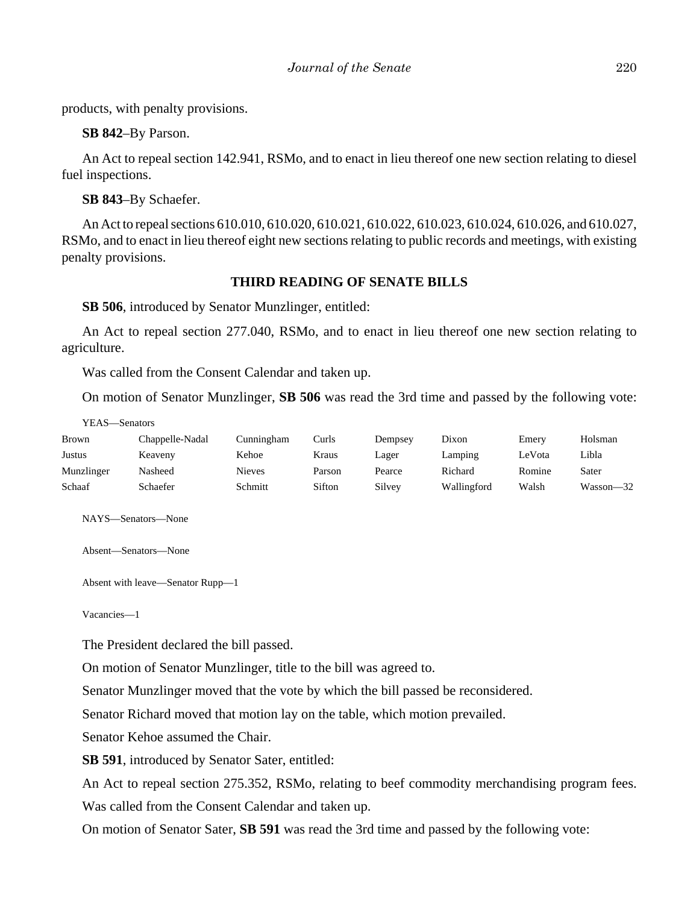products, with penalty provisions.

**SB 842**–By Parson.

An Act to repeal section 142.941, RSMo, and to enact in lieu thereof one new section relating to diesel fuel inspections.

**SB 843**–By Schaefer.

An Act to repeal sections 610.010, 610.020, 610.021, 610.022, 610.023, 610.024, 610.026, and 610.027, RSMo, and to enact in lieu thereof eight new sections relating to public records and meetings, with existing penalty provisions.

## THIRD READING OF SENATE BILLS

**SB 506**, introduced by Senator Munzlinger, entitled:

An Act to repeal section 277.040, RSMo, and to enact in lieu thereof one new section relating to agriculture.

Was called from the Consent Calendar and taken up.

On motion of Senator Munzlinger, **SB 506** was read the 3rd time and passed by the following vote:

YEAS—Senators

| | | | | | | | |
|---|---|---|---|---|---|---|---|
| Brown | Chappelle-Nadal | Cunningham | Curls | Dempsey | Dixon | Emery | Holsman |
| Justus | Keaveny | Kehoe | Kraus | Lager | Lamping | LeVota | Libla |
| Munzlinger | Nasheed | Nieves | Parson | Pearce | Richard | Romine | Sater |
| Schaaf | Schaefer | Schmitt | Sifton | Silvey | Wallingford | Walsh | Wasson—32 |

NAYS—Senators—None

Absent—Senators—None

Absent with leave—Senator Rupp—1

Vacancies—1

The President declared the bill passed.

On motion of Senator Munzlinger, title to the bill was agreed to.

Senator Munzlinger moved that the vote by which the bill passed be reconsidered.

Senator Richard moved that motion lay on the table, which motion prevailed.

Senator Kehoe assumed the Chair.

**SB 591**, introduced by Senator Sater, entitled:

An Act to repeal section 275.352, RSMo, relating to beef commodity merchandising program fees.

Was called from the Consent Calendar and taken up.

On motion of Senator Sater, **SB 591** was read the 3rd time and passed by the following vote: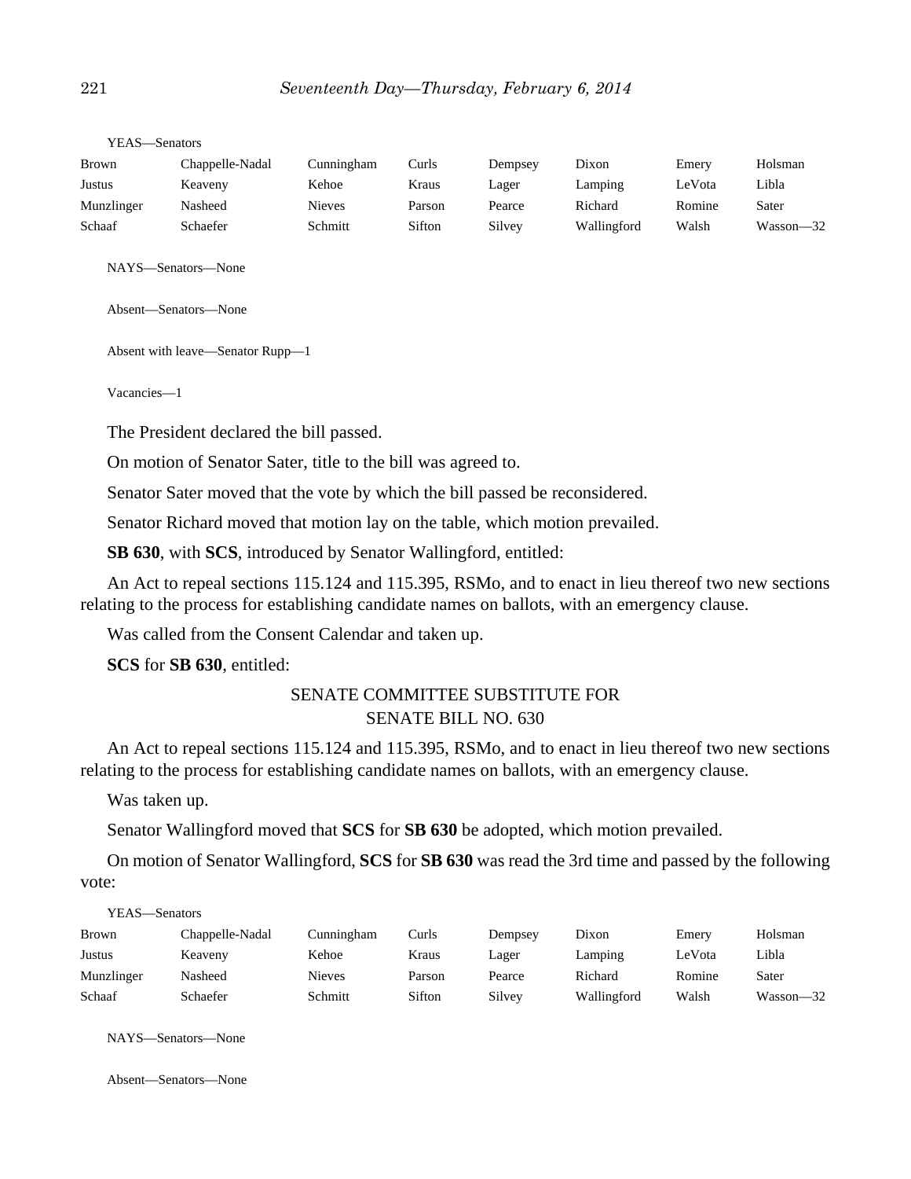YEAS—Senators

| | | | | | | | |
|---|---|---|---|---|---|---|---|
| Brown | Chappelle-Nadal | Cunningham | Curls | Dempsey | Dixon | Emery | Holsman |
| Justus | Keaveny | Kehoe | Kraus | Lager | Lamping | LeVota | Libla |
| Munzlinger | Nasheed | Nieves | Parson | Pearce | Richard | Romine | Sater |
| Schaaf | Schaefer | Schmitt | Sifton | Silvey | Wallingford | Walsh | Wasson—32 |

NAYS—Senators—None

Absent—Senators—None

Absent with leave—Senator Rupp—1

Vacancies—1

The President declared the bill passed.

On motion of Senator Sater, title to the bill was agreed to.

Senator Sater moved that the vote by which the bill passed be reconsidered.

Senator Richard moved that motion lay on the table, which motion prevailed.

**SB 630**, with **SCS**, introduced by Senator Wallingford, entitled:

An Act to repeal sections 115.124 and 115.395, RSMo, and to enact in lieu thereof two new sections relating to the process for establishing candidate names on ballots, with an emergency clause.

Was called from the Consent Calendar and taken up.

**SCS** for **SB 630**, entitled:

SENATE COMMITTEE SUBSTITUTE FOR
SENATE BILL NO. 630

An Act to repeal sections 115.124 and 115.395, RSMo, and to enact in lieu thereof two new sections relating to the process for establishing candidate names on ballots, with an emergency clause.

Was taken up.

Senator Wallingford moved that **SCS** for **SB 630** be adopted, which motion prevailed.

On motion of Senator Wallingford, **SCS** for **SB 630** was read the 3rd time and passed by the following vote:

YEAS—Senators

| | | | | | | | |
|---|---|---|---|---|---|---|---|
| Brown | Chappelle-Nadal | Cunningham | Curls | Dempsey | Dixon | Emery | Holsman |
| Justus | Keaveny | Kehoe | Kraus | Lager | Lamping | LeVota | Libla |
| Munzlinger | Nasheed | Nieves | Parson | Pearce | Richard | Romine | Sater |
| Schaaf | Schaefer | Schmitt | Sifton | Silvey | Wallingford | Walsh | Wasson—32 |

NAYS—Senators—None

Absent—Senators—None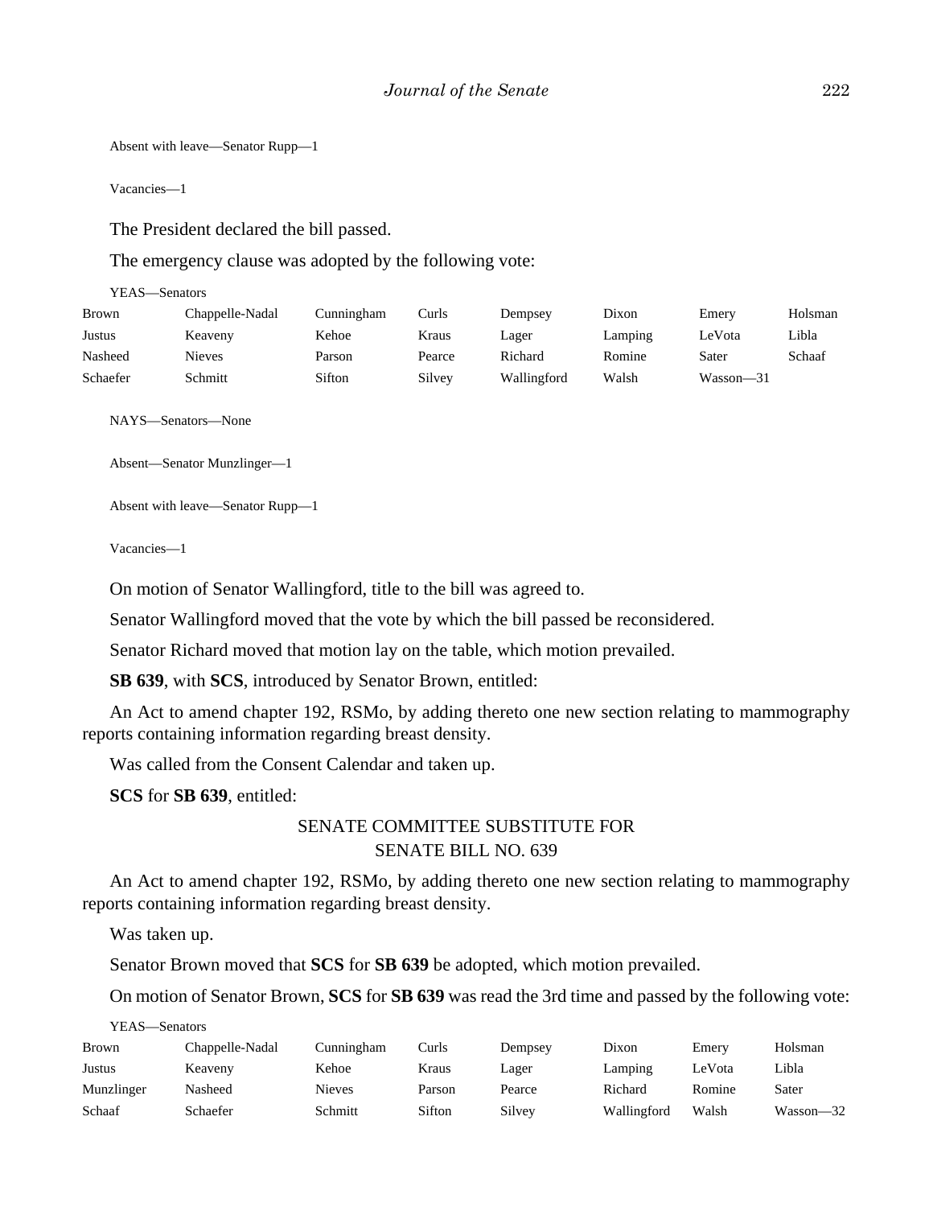Absent with leave—Senator Rupp—1

Vacancies—1

The President declared the bill passed.

The emergency clause was adopted by the following vote:

YEAS—Senators

| | | | | | | | |
|---|---|---|---|---|---|---|---|
| Brown | Chappelle-Nadal | Cunningham | Curls | Dempsey | Dixon | Emery | Holsman |
| Justus | Keaveny | Kehoe | Kraus | Lager | Lamping | LeVota | Libla |
| Nasheed | Nieves | Parson | Pearce | Richard | Romine | Sater | Schaaf |
| Schaefer | Schmitt | Sifton | Silvey | Wallingford | Walsh | Wasson—31 | |

NAYS—Senators—None

Absent—Senator Munzlinger—1

Absent with leave—Senator Rupp—1

Vacancies—1

On motion of Senator Wallingford, title to the bill was agreed to.

Senator Wallingford moved that the vote by which the bill passed be reconsidered.

Senator Richard moved that motion lay on the table, which motion prevailed.

**SB 639**, with **SCS**, introduced by Senator Brown, entitled:

An Act to amend chapter 192, RSMo, by adding thereto one new section relating to mammography reports containing information regarding breast density.

Was called from the Consent Calendar and taken up.

**SCS** for **SB 639**, entitled:

SENATE COMMITTEE SUBSTITUTE FOR
SENATE BILL NO. 639

An Act to amend chapter 192, RSMo, by adding thereto one new section relating to mammography reports containing information regarding breast density.

Was taken up.

Senator Brown moved that **SCS** for **SB 639** be adopted, which motion prevailed.

On motion of Senator Brown, **SCS** for **SB 639** was read the 3rd time and passed by the following vote:

YEAS—Senators

| | | | | | | | |
|---|---|---|---|---|---|---|---|
| Brown | Chappelle-Nadal | Cunningham | Curls | Dempsey | Dixon | Emery | Holsman |
| Justus | Keaveny | Kehoe | Kraus | Lager | Lamping | LeVota | Libla |
| Munzlinger | Nasheed | Nieves | Parson | Pearce | Richard | Romine | Sater |
| Schaaf | Schaefer | Schmitt | Sifton | Silvey | Wallingford | Walsh | Wasson—32 |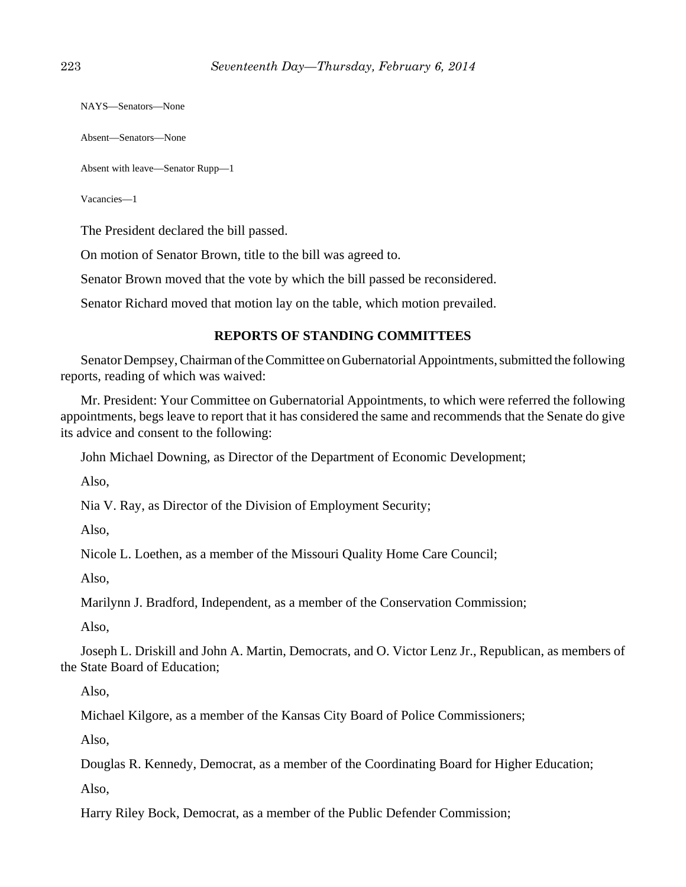NAYS—Senators—None

Absent—Senators—None

Absent with leave—Senator Rupp—1

Vacancies—1

The President declared the bill passed.

On motion of Senator Brown, title to the bill was agreed to.

Senator Brown moved that the vote by which the bill passed be reconsidered.

Senator Richard moved that motion lay on the table, which motion prevailed.

## REPORTS OF STANDING COMMITTEES

Senator Dempsey, Chairman of the Committee on Gubernatorial Appointments, submitted the following reports, reading of which was waived:

Mr. President: Your Committee on Gubernatorial Appointments, to which were referred the following appointments, begs leave to report that it has considered the same and recommends that the Senate do give its advice and consent to the following:

John Michael Downing, as Director of the Department of Economic Development;

Also,

Nia V. Ray, as Director of the Division of Employment Security;

Also,

Nicole L. Loethen, as a member of the Missouri Quality Home Care Council;

Also,

Marilynn J. Bradford, Independent, as a member of the Conservation Commission;

Also,

Joseph L. Driskill and John A. Martin, Democrats, and O. Victor Lenz Jr., Republican, as members of the State Board of Education;

Also,

Michael Kilgore, as a member of the Kansas City Board of Police Commissioners;

Also,

Douglas R. Kennedy, Democrat, as a member of the Coordinating Board for Higher Education;

Also,

Harry Riley Bock, Democrat, as a member of the Public Defender Commission;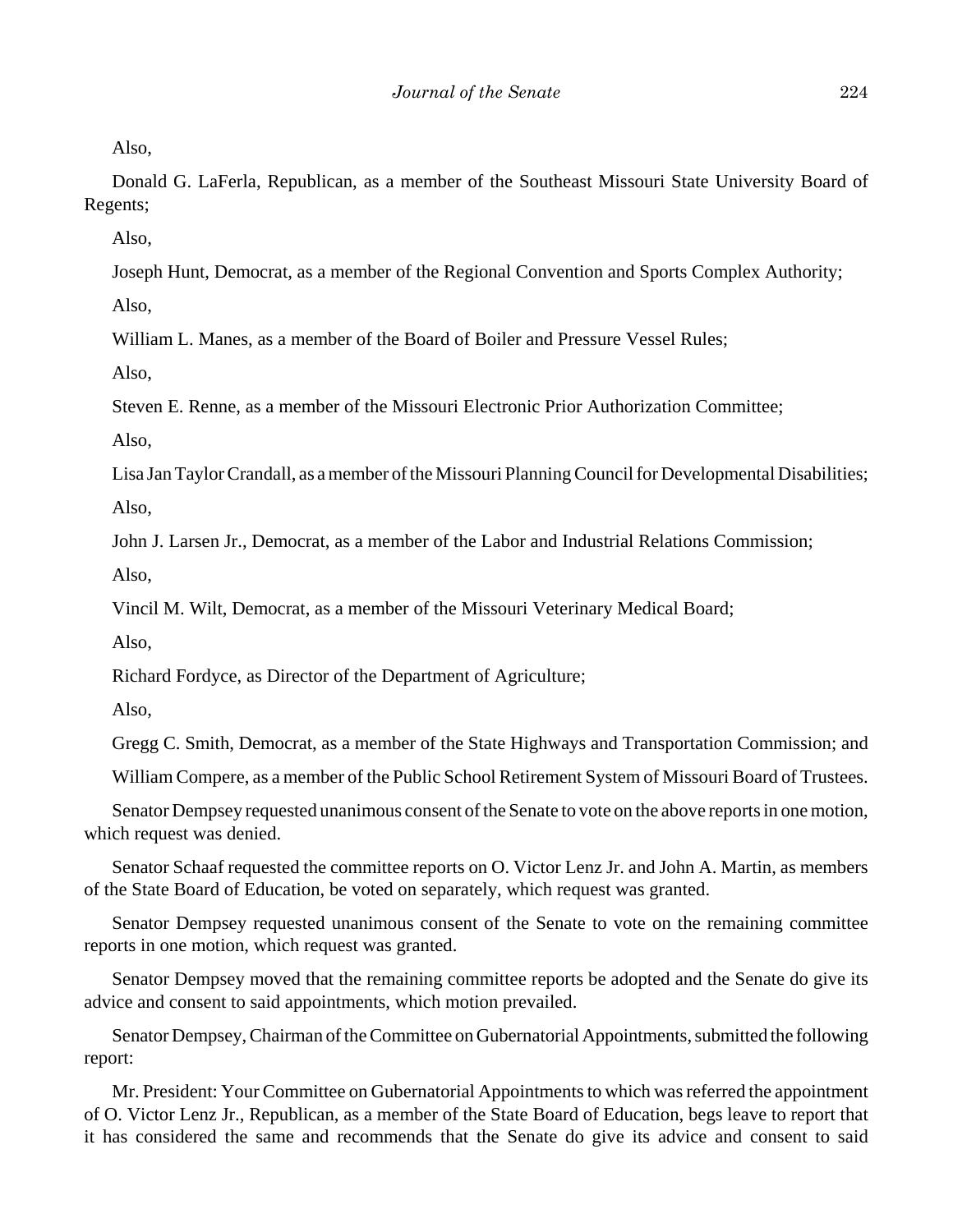Also,

Donald G. LaFerla, Republican, as a member of the Southeast Missouri State University Board of Regents;

Also,

Joseph Hunt, Democrat, as a member of the Regional Convention and Sports Complex Authority;

Also,

William L. Manes, as a member of the Board of Boiler and Pressure Vessel Rules;

Also,

Steven E. Renne, as a member of the Missouri Electronic Prior Authorization Committee;

Also,

Lisa Jan Taylor Crandall, as a member of the Missouri Planning Council for Developmental Disabilities;

Also,

John J. Larsen Jr., Democrat, as a member of the Labor and Industrial Relations Commission;

Also,

Vincil M. Wilt, Democrat, as a member of the Missouri Veterinary Medical Board;

Also,

Richard Fordyce, as Director of the Department of Agriculture;

Also,

Gregg C. Smith, Democrat, as a member of the State Highways and Transportation Commission; and

William Compere, as a member of the Public School Retirement System of Missouri Board of Trustees.

Senator Dempsey requested unanimous consent of the Senate to vote on the above reports in one motion, which request was denied.

Senator Schaaf requested the committee reports on O. Victor Lenz Jr. and John A. Martin, as members of the State Board of Education, be voted on separately, which request was granted.

Senator Dempsey requested unanimous consent of the Senate to vote on the remaining committee reports in one motion, which request was granted.

Senator Dempsey moved that the remaining committee reports be adopted and the Senate do give its advice and consent to said appointments, which motion prevailed.

Senator Dempsey, Chairman of the Committee on Gubernatorial Appointments, submitted the following report:

Mr. President: Your Committee on Gubernatorial Appointments to which was referred the appointment of O. Victor Lenz Jr., Republican, as a member of the State Board of Education, begs leave to report that it has considered the same and recommends that the Senate do give its advice and consent to said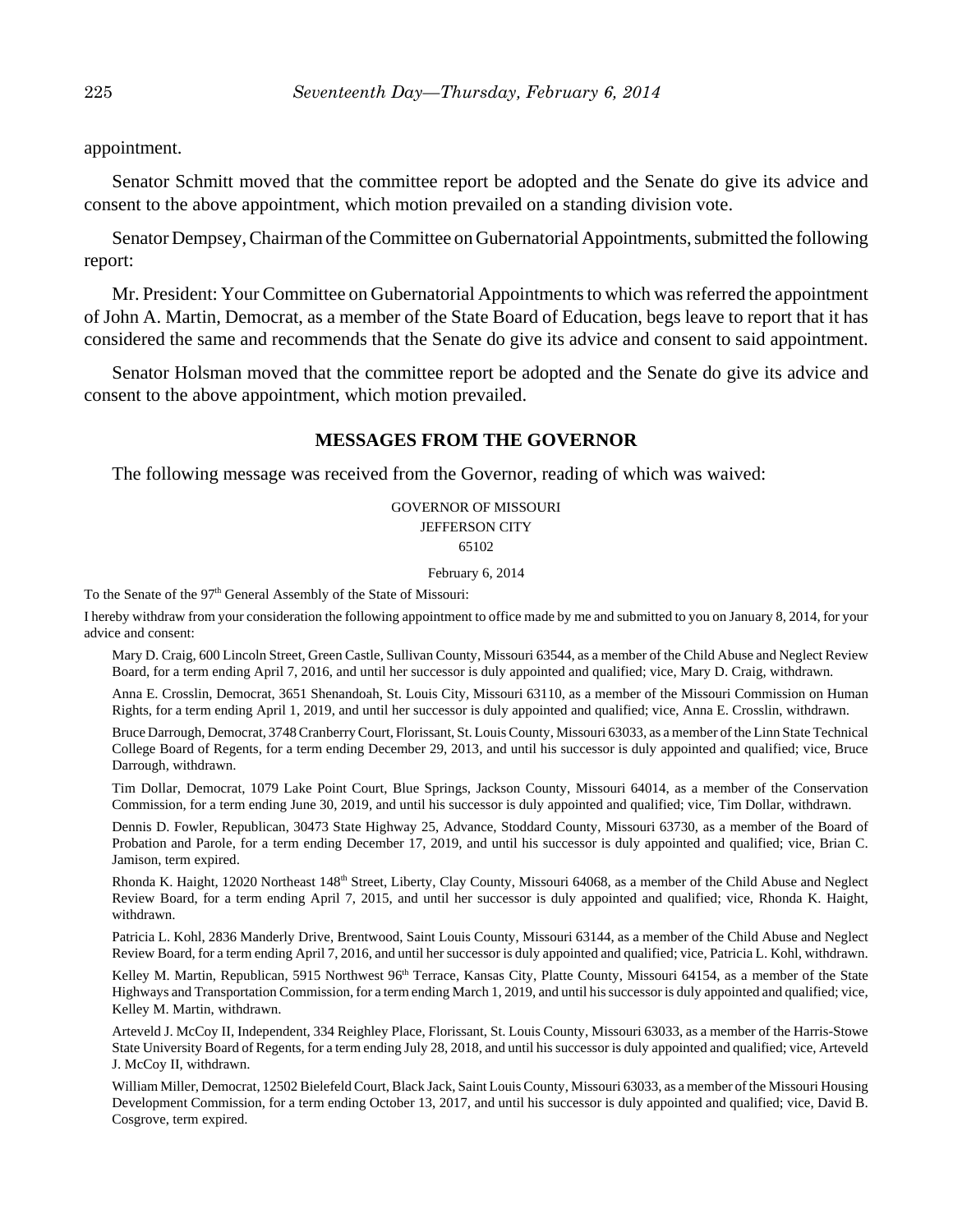appointment.

Senator Schmitt moved that the committee report be adopted and the Senate do give its advice and consent to the above appointment, which motion prevailed on a standing division vote.

Senator Dempsey, Chairman of the Committee on Gubernatorial Appointments, submitted the following report:

Mr. President: Your Committee on Gubernatorial Appointments to which was referred the appointment of John A. Martin, Democrat, as a member of the State Board of Education, begs leave to report that it has considered the same and recommends that the Senate do give its advice and consent to said appointment.

Senator Holsman moved that the committee report be adopted and the Senate do give its advice and consent to the above appointment, which motion prevailed.

## MESSAGES FROM THE GOVERNOR

The following message was received from the Governor, reading of which was waived:

GOVERNOR OF MISSOURI
JEFFERSON CITY
65102

February 6, 2014

To the Senate of the 97th General Assembly of the State of Missouri:

I hereby withdraw from your consideration the following appointment to office made by me and submitted to you on January 8, 2014, for your advice and consent:

Mary D. Craig, 600 Lincoln Street, Green Castle, Sullivan County, Missouri 63544, as a member of the Child Abuse and Neglect Review Board, for a term ending April 7, 2016, and until her successor is duly appointed and qualified; vice, Mary D. Craig, withdrawn.

Anna E. Crosslin, Democrat, 3651 Shenandoah, St. Louis City, Missouri 63110, as a member of the Missouri Commission on Human Rights, for a term ending April 1, 2019, and until her successor is duly appointed and qualified; vice, Anna E. Crosslin, withdrawn.

Bruce Darrough, Democrat, 3748 Cranberry Court, Florissant, St. Louis County, Missouri 63033, as a member of the Linn State Technical College Board of Regents, for a term ending December 29, 2013, and until his successor is duly appointed and qualified; vice, Bruce Darrough, withdrawn.

Tim Dollar, Democrat, 1079 Lake Point Court, Blue Springs, Jackson County, Missouri 64014, as a member of the Conservation Commission, for a term ending June 30, 2019, and until his successor is duly appointed and qualified; vice, Tim Dollar, withdrawn.

Dennis D. Fowler, Republican, 30473 State Highway 25, Advance, Stoddard County, Missouri 63730, as a member of the Board of Probation and Parole, for a term ending December 17, 2019, and until his successor is duly appointed and qualified; vice, Brian C. Jamison, term expired.

Rhonda K. Haight, 12020 Northeast 148th Street, Liberty, Clay County, Missouri 64068, as a member of the Child Abuse and Neglect Review Board, for a term ending April 7, 2015, and until her successor is duly appointed and qualified; vice, Rhonda K. Haight, withdrawn.

Patricia L. Kohl, 2836 Manderly Drive, Brentwood, Saint Louis County, Missouri 63144, as a member of the Child Abuse and Neglect Review Board, for a term ending April 7, 2016, and until her successor is duly appointed and qualified; vice, Patricia L. Kohl, withdrawn.

Kelley M. Martin, Republican, 5915 Northwest 96th Terrace, Kansas City, Platte County, Missouri 64154, as a member of the State Highways and Transportation Commission, for a term ending March 1, 2019, and until his successor is duly appointed and qualified; vice, Kelley M. Martin, withdrawn.

Arteveld J. McCoy II, Independent, 334 Reighley Place, Florissant, St. Louis County, Missouri 63033, as a member of the Harris-Stowe State University Board of Regents, for a term ending July 28, 2018, and until his successor is duly appointed and qualified; vice, Arteveld J. McCoy II, withdrawn.

William Miller, Democrat, 12502 Bielefeld Court, Black Jack, Saint Louis County, Missouri 63033, as a member of the Missouri Housing Development Commission, for a term ending October 13, 2017, and until his successor is duly appointed and qualified; vice, David B. Cosgrove, term expired.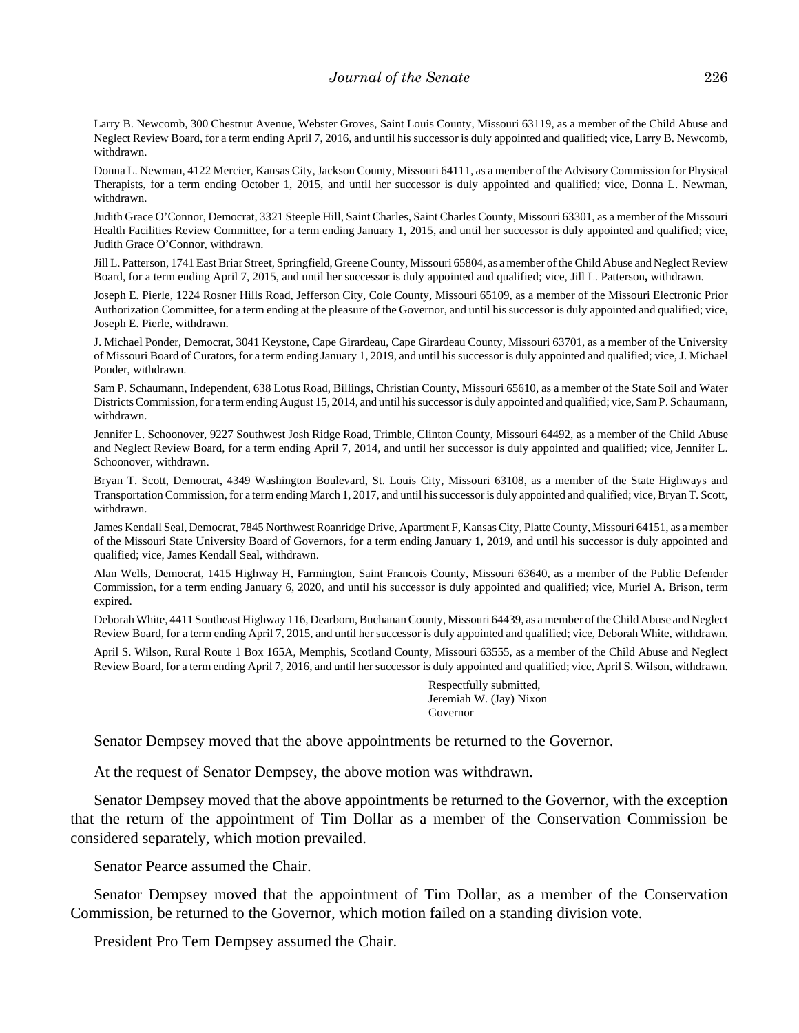Larry B. Newcomb, 300 Chestnut Avenue, Webster Groves, Saint Louis County, Missouri 63119, as a member of the Child Abuse and Neglect Review Board, for a term ending April 7, 2016, and until his successor is duly appointed and qualified; vice, Larry B. Newcomb, withdrawn.

Donna L. Newman, 4122 Mercier, Kansas City, Jackson County, Missouri 64111, as a member of the Advisory Commission for Physical Therapists, for a term ending October 1, 2015, and until her successor is duly appointed and qualified; vice, Donna L. Newman, withdrawn.

Judith Grace O'Connor, Democrat, 3321 Steeple Hill, Saint Charles, Saint Charles County, Missouri 63301, as a member of the Missouri Health Facilities Review Committee, for a term ending January 1, 2015, and until her successor is duly appointed and qualified; vice, Judith Grace O'Connor, withdrawn.

Jill L. Patterson, 1741 East Briar Street, Springfield, Greene County, Missouri 65804, as a member of the Child Abuse and Neglect Review Board, for a term ending April 7, 2015, and until her successor is duly appointed and qualified; vice, Jill L. Patterson**,** withdrawn.

Joseph E. Pierle, 1224 Rosner Hills Road, Jefferson City, Cole County, Missouri 65109, as a member of the Missouri Electronic Prior Authorization Committee, for a term ending at the pleasure of the Governor, and until his successor is duly appointed and qualified; vice, Joseph E. Pierle, withdrawn.

J. Michael Ponder, Democrat, 3041 Keystone, Cape Girardeau, Cape Girardeau County, Missouri 63701, as a member of the University of Missouri Board of Curators, for a term ending January 1, 2019, and until his successor is duly appointed and qualified; vice, J. Michael Ponder, withdrawn.

Sam P. Schaumann, Independent, 638 Lotus Road, Billings, Christian County, Missouri 65610, as a member of the State Soil and Water Districts Commission, for a term ending August 15, 2014, and until his successor is duly appointed and qualified; vice, Sam P. Schaumann, withdrawn.

Jennifer L. Schoonover, 9227 Southwest Josh Ridge Road, Trimble, Clinton County, Missouri 64492, as a member of the Child Abuse and Neglect Review Board, for a term ending April 7, 2014, and until her successor is duly appointed and qualified; vice, Jennifer L. Schoonover, withdrawn.

Bryan T. Scott, Democrat, 4349 Washington Boulevard, St. Louis City, Missouri 63108, as a member of the State Highways and Transportation Commission, for a term ending March 1, 2017, and until his successor is duly appointed and qualified; vice, Bryan T. Scott, withdrawn.

James Kendall Seal, Democrat, 7845 Northwest Roanridge Drive, Apartment F, Kansas City, Platte County, Missouri 64151, as a member of the Missouri State University Board of Governors, for a term ending January 1, 2019, and until his successor is duly appointed and qualified; vice, James Kendall Seal, withdrawn.

Alan Wells, Democrat, 1415 Highway H, Farmington, Saint Francois County, Missouri 63640, as a member of the Public Defender Commission, for a term ending January 6, 2020, and until his successor is duly appointed and qualified; vice, Muriel A. Brison, term expired.

Deborah White, 4411 Southeast Highway 116, Dearborn, Buchanan County, Missouri 64439, as a member of the Child Abuse and Neglect Review Board, for a term ending April 7, 2015, and until her successor is duly appointed and qualified; vice, Deborah White, withdrawn.

April S. Wilson, Rural Route 1 Box 165A, Memphis, Scotland County, Missouri 63555, as a member of the Child Abuse and Neglect Review Board, for a term ending April 7, 2016, and until her successor is duly appointed and qualified; vice, April S. Wilson, withdrawn.

Respectfully submitted,
Jeremiah W. (Jay) Nixon
Governor

Senator Dempsey moved that the above appointments be returned to the Governor.

At the request of Senator Dempsey, the above motion was withdrawn.

Senator Dempsey moved that the above appointments be returned to the Governor, with the exception that the return of the appointment of Tim Dollar as a member of the Conservation Commission be considered separately, which motion prevailed.

Senator Pearce assumed the Chair.

Senator Dempsey moved that the appointment of Tim Dollar, as a member of the Conservation Commission, be returned to the Governor, which motion failed on a standing division vote.

President Pro Tem Dempsey assumed the Chair.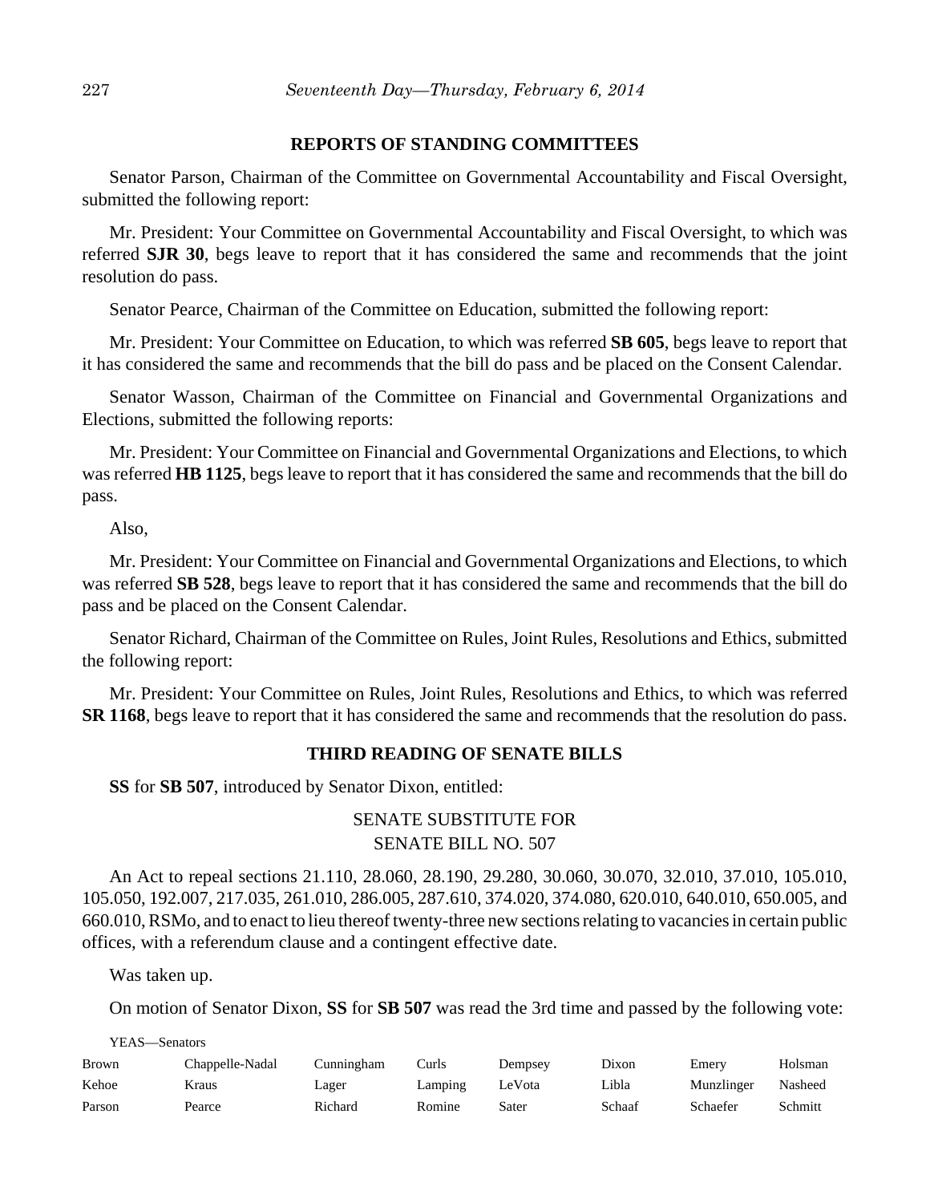**REPORTS OF STANDING COMMITTEES**

Senator Parson, Chairman of the Committee on Governmental Accountability and Fiscal Oversight, submitted the following report:

Mr. President: Your Committee on Governmental Accountability and Fiscal Oversight, to which was referred **SJR 30**, begs leave to report that it has considered the same and recommends that the joint resolution do pass.

Senator Pearce, Chairman of the Committee on Education, submitted the following report:

Mr. President: Your Committee on Education, to which was referred **SB 605**, begs leave to report that it has considered the same and recommends that the bill do pass and be placed on the Consent Calendar.

Senator Wasson, Chairman of the Committee on Financial and Governmental Organizations and Elections, submitted the following reports:

Mr. President: Your Committee on Financial and Governmental Organizations and Elections, to which was referred **HB 1125**, begs leave to report that it has considered the same and recommends that the bill do pass.

Also,

Mr. President: Your Committee on Financial and Governmental Organizations and Elections, to which was referred **SB 528**, begs leave to report that it has considered the same and recommends that the bill do pass and be placed on the Consent Calendar.

Senator Richard, Chairman of the Committee on Rules, Joint Rules, Resolutions and Ethics, submitted the following report:

Mr. President: Your Committee on Rules, Joint Rules, Resolutions and Ethics, to which was referred **SR 1168**, begs leave to report that it has considered the same and recommends that the resolution do pass.

**THIRD READING OF SENATE BILLS**

**SS** for **SB 507**, introduced by Senator Dixon, entitled:

SENATE SUBSTITUTE FOR
SENATE BILL NO. 507

An Act to repeal sections 21.110, 28.060, 28.190, 29.280, 30.060, 30.070, 32.010, 37.010, 105.010, 105.050, 192.007, 217.035, 261.010, 286.005, 287.610, 374.020, 374.080, 620.010, 640.010, 650.005, and 660.010, RSMo, and to enact to lieu thereof twenty-three new sections relating to vacancies in certain public offices, with a referendum clause and a contingent effective date.

Was taken up.

On motion of Senator Dixon, **SS** for **SB 507** was read the 3rd time and passed by the following vote:

YEAS—Senators

| | | | | | | | |
|---|---|---|---|---|---|---|---|
| Brown | Chappelle-Nadal | Cunningham | Curls | Dempsey | Dixon | Emery | Holsman |
| Kehoe | Kraus | Lager | Lamping | LeVota | Libla | Munzlinger | Nasheed |
| Parson | Pearce | Richard | Romine | Sater | Schaaf | Schaefer | Schmitt |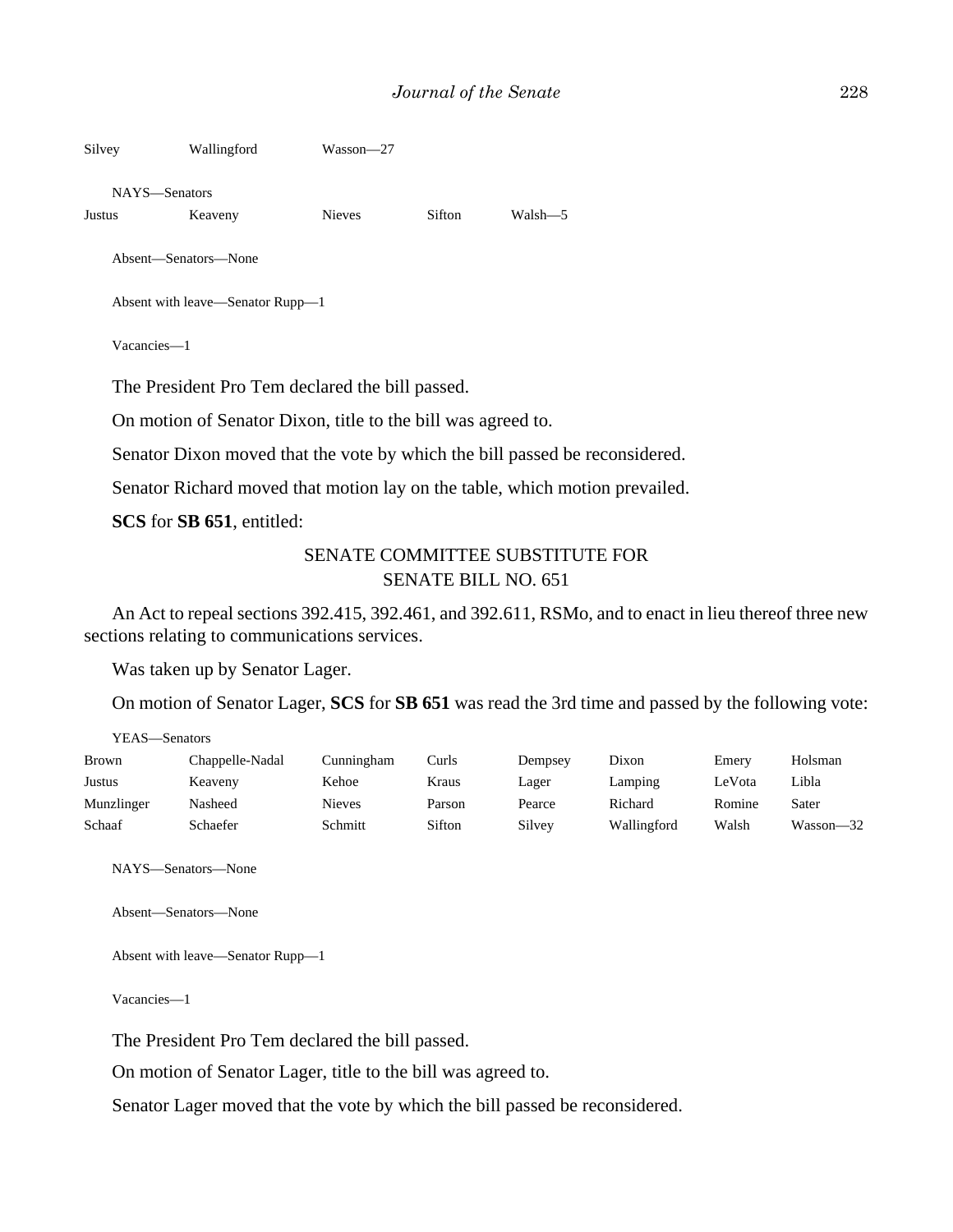Silvey Wallingford Wasson—27

NAYS—Senators

Justus Keaveny Nieves Sifton Walsh—5

Absent—Senators—None

Absent with leave—Senator Rupp—1

Vacancies—1

The President Pro Tem declared the bill passed.

On motion of Senator Dixon, title to the bill was agreed to.

Senator Dixon moved that the vote by which the bill passed be reconsidered.

Senator Richard moved that motion lay on the table, which motion prevailed.

**SCS** for **SB 651**, entitled:

SENATE COMMITTEE SUBSTITUTE FOR
SENATE BILL NO. 651

An Act to repeal sections 392.415, 392.461, and 392.611, RSMo, and to enact in lieu thereof three new sections relating to communications services.

Was taken up by Senator Lager.

On motion of Senator Lager, **SCS** for **SB 651** was read the 3rd time and passed by the following vote:

YEAS—Senators

Brown Chappelle-Nadal Cunningham Curls Dempsey Dixon Emery Holsman
Justus Keaveny Kehoe Kraus Lager Lamping LeVota Libla
Munzlinger Nasheed Nieves Parson Pearce Richard Romine Sater
Schaaf Schaefer Schmitt Sifton Silvey Wallingford Walsh Wasson—32

NAYS—Senators—None

Absent—Senators—None

Absent with leave—Senator Rupp—1

Vacancies—1

The President Pro Tem declared the bill passed.

On motion of Senator Lager, title to the bill was agreed to.

Senator Lager moved that the vote by which the bill passed be reconsidered.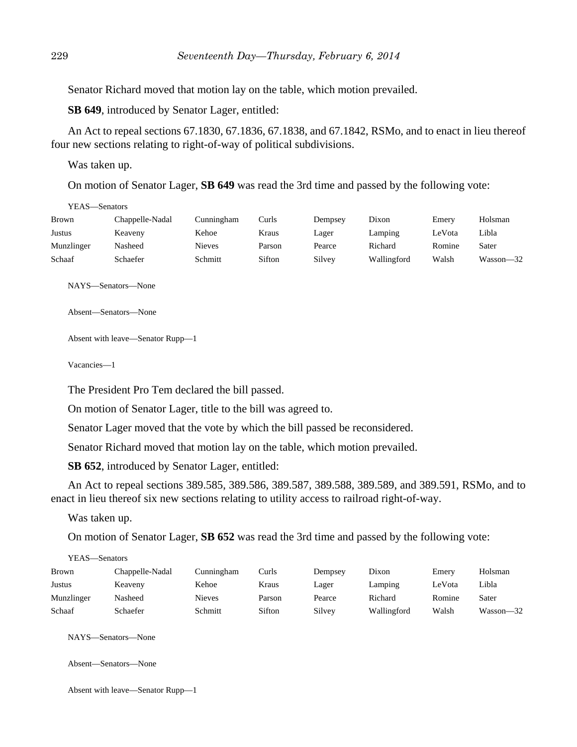Senator Richard moved that motion lay on the table, which motion prevailed.

**SB 649**, introduced by Senator Lager, entitled:

An Act to repeal sections 67.1830, 67.1836, 67.1838, and 67.1842, RSMo, and to enact in lieu thereof four new sections relating to right-of-way of political subdivisions.

Was taken up.

On motion of Senator Lager, **SB 649** was read the 3rd time and passed by the following vote:

YEAS—Senators

| | | | | | | | |
|---|---|---|---|---|---|---|---|
| Brown | Chappelle-Nadal | Cunningham | Curls | Dempsey | Dixon | Emery | Holsman |
| Justus | Keaveny | Kehoe | Kraus | Lager | Lamping | LeVota | Libla |
| Munzlinger | Nasheed | Nieves | Parson | Pearce | Richard | Romine | Sater |
| Schaaf | Schaefer | Schmitt | Sifton | Silvey | Wallingford | Walsh | Wasson—32 |

NAYS—Senators—None

Absent—Senators—None

Absent with leave—Senator Rupp—1

Vacancies—1

The President Pro Tem declared the bill passed.

On motion of Senator Lager, title to the bill was agreed to.

Senator Lager moved that the vote by which the bill passed be reconsidered.

Senator Richard moved that motion lay on the table, which motion prevailed.

**SB 652**, introduced by Senator Lager, entitled:

An Act to repeal sections 389.585, 389.586, 389.587, 389.588, 389.589, and 389.591, RSMo, and to enact in lieu thereof six new sections relating to utility access to railroad right-of-way.

Was taken up.

On motion of Senator Lager, **SB 652** was read the 3rd time and passed by the following vote:

YEAS—Senators

| | | | | | | | |
|---|---|---|---|---|---|---|---|
| Brown | Chappelle-Nadal | Cunningham | Curls | Dempsey | Dixon | Emery | Holsman |
| Justus | Keaveny | Kehoe | Kraus | Lager | Lamping | LeVota | Libla |
| Munzlinger | Nasheed | Nieves | Parson | Pearce | Richard | Romine | Sater |
| Schaaf | Schaefer | Schmitt | Sifton | Silvey | Wallingford | Walsh | Wasson—32 |

NAYS—Senators—None

Absent—Senators—None

Absent with leave—Senator Rupp—1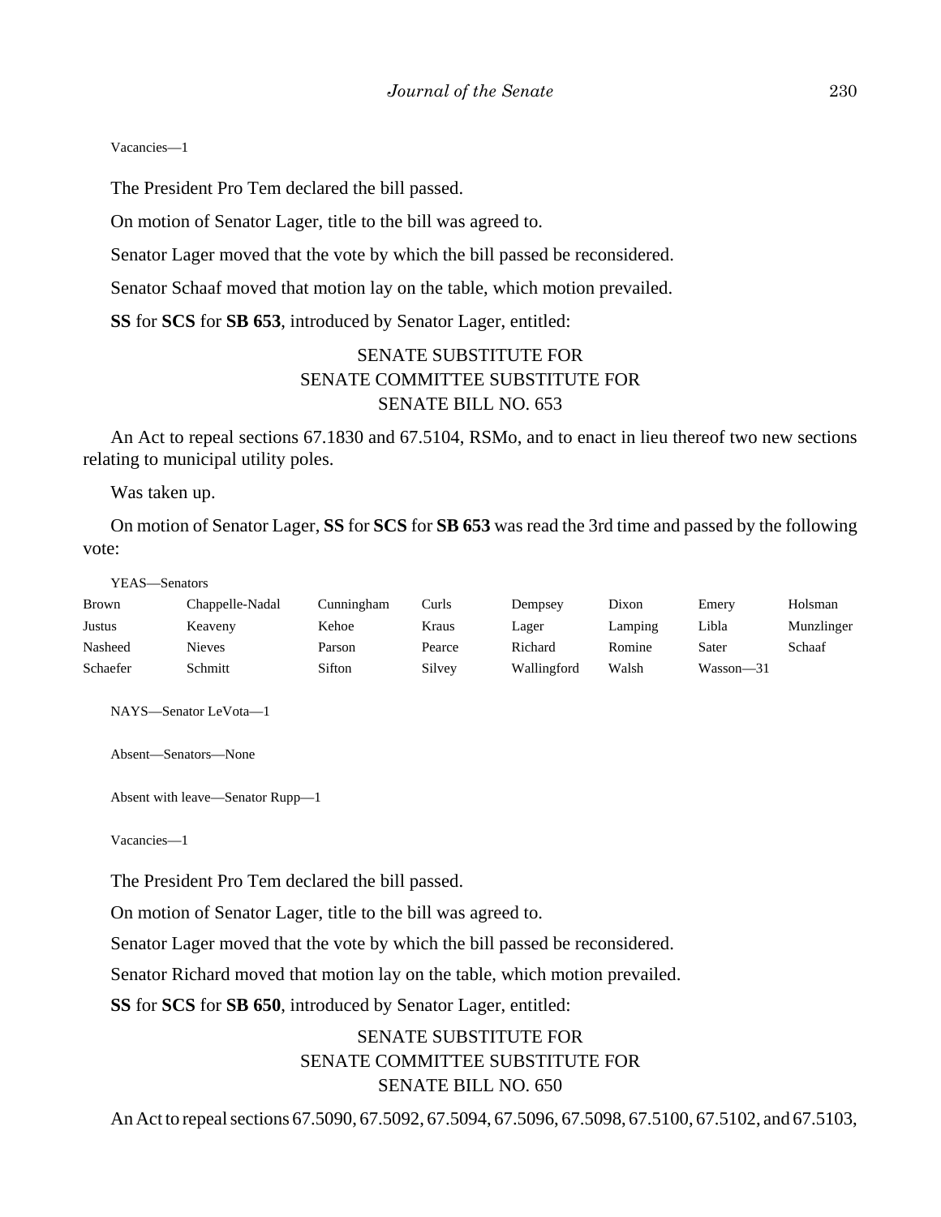Vacancies—1

The President Pro Tem declared the bill passed.

On motion of Senator Lager, title to the bill was agreed to.

Senator Lager moved that the vote by which the bill passed be reconsidered.

Senator Schaaf moved that motion lay on the table, which motion prevailed.

**SS** for **SCS** for **SB 653**, introduced by Senator Lager, entitled:

SENATE SUBSTITUTE FOR
SENATE COMMITTEE SUBSTITUTE FOR
SENATE BILL NO. 653

An Act to repeal sections 67.1830 and 67.5104, RSMo, and to enact in lieu thereof two new sections relating to municipal utility poles.

Was taken up.

On motion of Senator Lager, **SS** for **SCS** for **SB 653** was read the 3rd time and passed by the following vote:

YEAS—Senators

| | | | | | | | |
|---|---|---|---|---|---|---|---|
| Brown | Chappelle-Nadal | Cunningham | Curls | Dempsey | Dixon | Emery | Holsman |
| Justus | Keaveny | Kehoe | Kraus | Lager | Lamping | Libla | Munzlinger |
| Nasheed | Nieves | Parson | Pearce | Richard | Romine | Sater | Schaaf |
| Schaefer | Schmitt | Sifton | Silvey | Wallingford | Walsh | Wasson—31 | |

NAYS—Senator LeVota—1

Absent—Senators—None

Absent with leave—Senator Rupp—1

Vacancies—1

The President Pro Tem declared the bill passed.

On motion of Senator Lager, title to the bill was agreed to.

Senator Lager moved that the vote by which the bill passed be reconsidered.

Senator Richard moved that motion lay on the table, which motion prevailed.

**SS** for **SCS** for **SB 650**, introduced by Senator Lager, entitled:

SENATE SUBSTITUTE FOR
SENATE COMMITTEE SUBSTITUTE FOR
SENATE BILL NO. 650

An Act to repeal sections 67.5090, 67.5092, 67.5094, 67.5096, 67.5098, 67.5100, 67.5102, and 67.5103,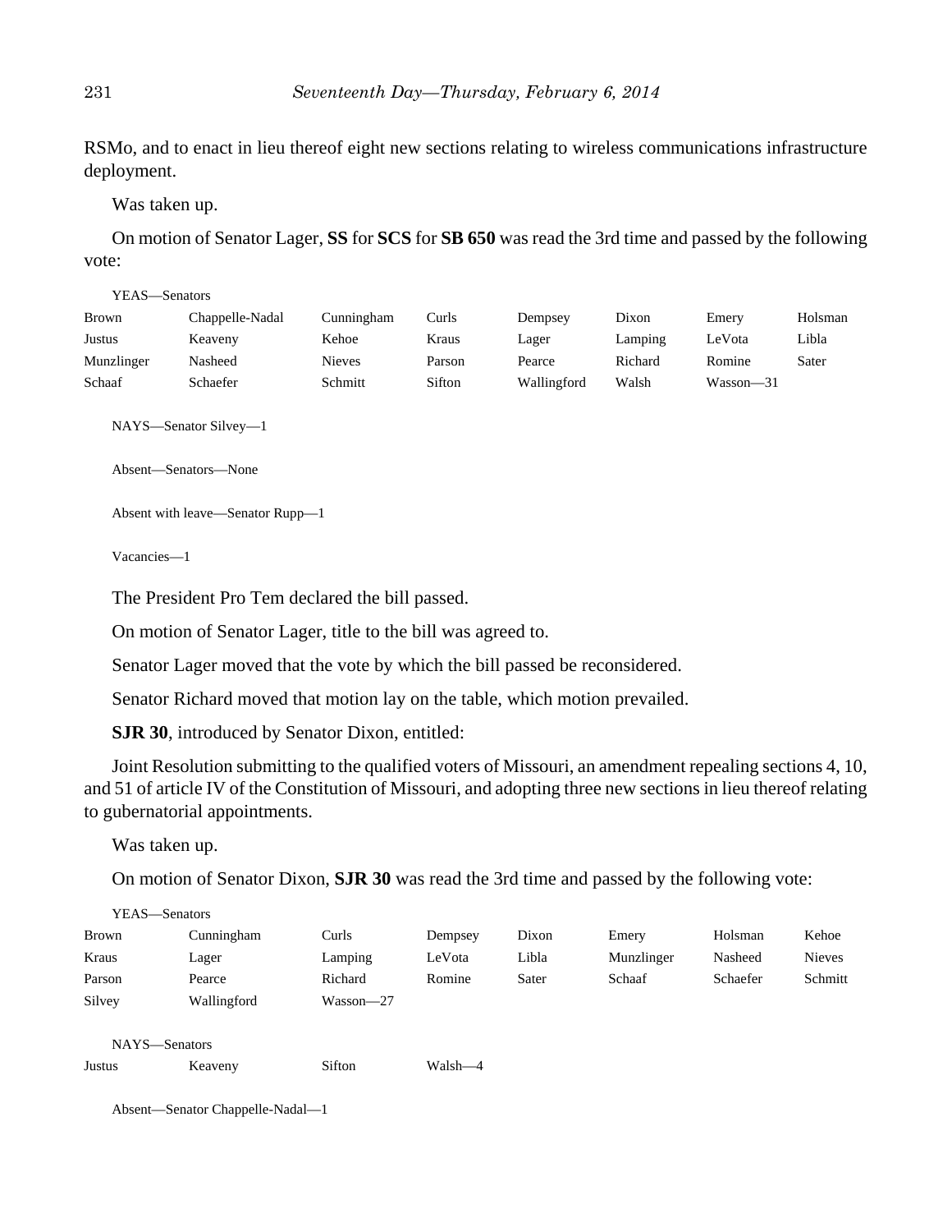RSMo, and to enact in lieu thereof eight new sections relating to wireless communications infrastructure deployment.

Was taken up.

On motion of Senator Lager, **SS** for **SCS** for **SB 650** was read the 3rd time and passed by the following vote:

YEAS—Senators

| | | | | | | | |
|---|---|---|---|---|---|---|---|
| Brown | Chappelle-Nadal | Cunningham | Curls | Dempsey | Dixon | Emery | Holsman |
| Justus | Keaveny | Kehoe | Kraus | Lager | Lamping | LeVota | Libla |
| Munzlinger | Nasheed | Nieves | Parson | Pearce | Richard | Romine | Sater |
| Schaaf | Schaefer | Schmitt | Sifton | Wallingford | Walsh | Wasson—31 | |

NAYS—Senator Silvey—1

Absent—Senators—None

Absent with leave—Senator Rupp—1

Vacancies—1

The President Pro Tem declared the bill passed.

On motion of Senator Lager, title to the bill was agreed to.

Senator Lager moved that the vote by which the bill passed be reconsidered.

Senator Richard moved that motion lay on the table, which motion prevailed.

**SJR 30**, introduced by Senator Dixon, entitled:

Joint Resolution submitting to the qualified voters of Missouri, an amendment repealing sections 4, 10, and 51 of article IV of the Constitution of Missouri, and adopting three new sections in lieu thereof relating to gubernatorial appointments.

Was taken up.

On motion of Senator Dixon, **SJR 30** was read the 3rd time and passed by the following vote:

YEAS—Senators

| | | | | | | | |
|---|---|---|---|---|---|---|---|
| Brown | Cunningham | Curls | Dempsey | Dixon | Emery | Holsman | Kehoe |
| Kraus | Lager | Lamping | LeVota | Libla | Munzlinger | Nasheed | Nieves |
| Parson | Pearce | Richard | Romine | Sater | Schaaf | Schaefer | Schmitt |
| Silvey | Wallingford | Wasson—27 | | | | | |

NAYS—Senators

| | | | |
|---|---|---|---|
| Justus | Keaveny | Sifton | Walsh—4 |

Absent—Senator Chappelle-Nadal—1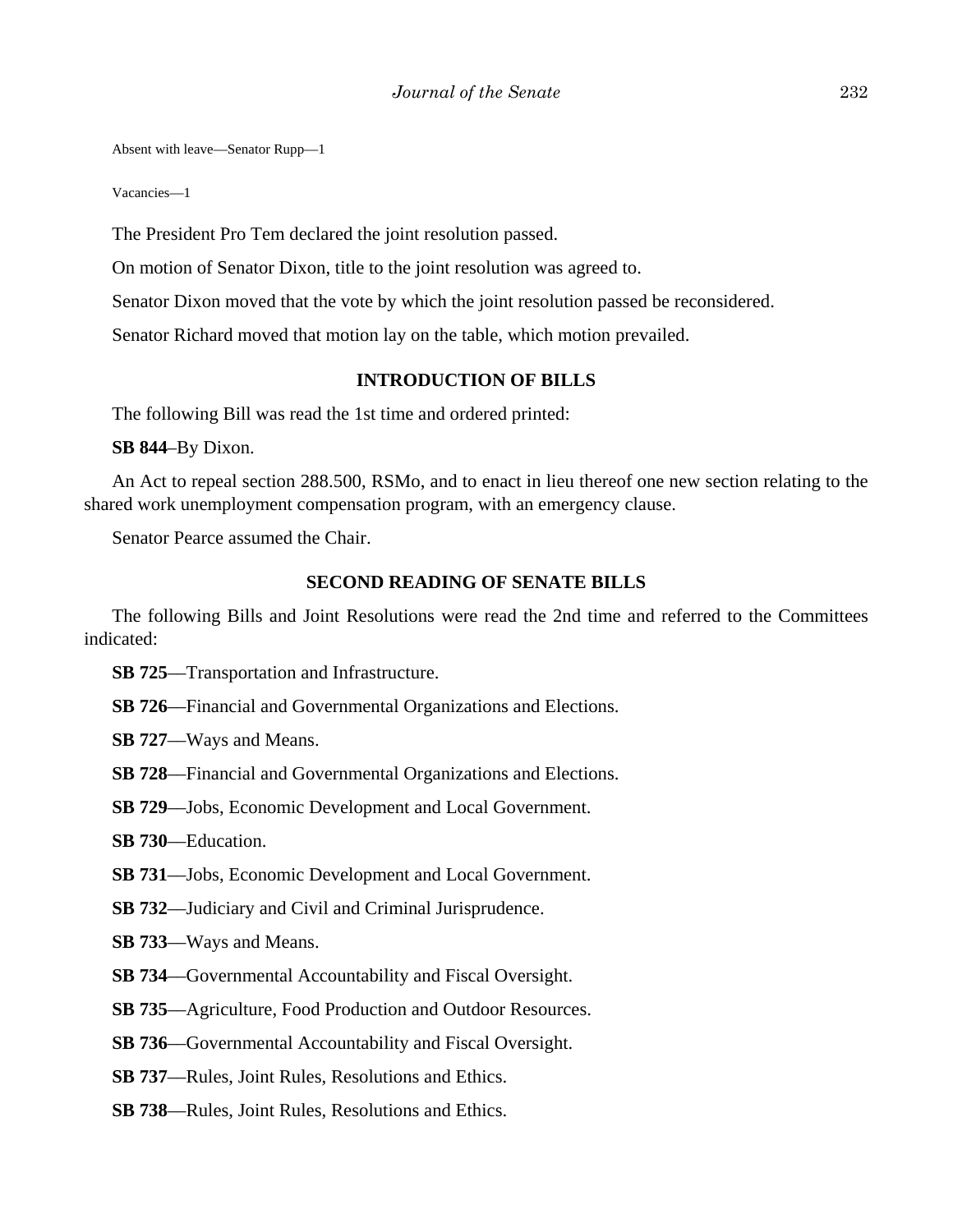Absent with leave—Senator Rupp—1

Vacancies—1

The President Pro Tem declared the joint resolution passed.

On motion of Senator Dixon, title to the joint resolution was agreed to.

Senator Dixon moved that the vote by which the joint resolution passed be reconsidered.

Senator Richard moved that motion lay on the table, which motion prevailed.

## INTRODUCTION OF BILLS

The following Bill was read the 1st time and ordered printed:

**SB 844**–By Dixon.

An Act to repeal section 288.500, RSMo, and to enact in lieu thereof one new section relating to the shared work unemployment compensation program, with an emergency clause.

Senator Pearce assumed the Chair.

## SECOND READING OF SENATE BILLS

The following Bills and Joint Resolutions were read the 2nd time and referred to the Committees indicated:

**SB 725**—Transportation and Infrastructure.

**SB 726**—Financial and Governmental Organizations and Elections.

**SB 727**—Ways and Means.

**SB 728**—Financial and Governmental Organizations and Elections.

**SB 729**—Jobs, Economic Development and Local Government.

**SB 730**—Education.

**SB 731**—Jobs, Economic Development and Local Government.

**SB 732**—Judiciary and Civil and Criminal Jurisprudence.

**SB 733**—Ways and Means.

**SB 734**—Governmental Accountability and Fiscal Oversight.

**SB 735**—Agriculture, Food Production and Outdoor Resources.

**SB 736**—Governmental Accountability and Fiscal Oversight.

**SB 737**—Rules, Joint Rules, Resolutions and Ethics.

**SB 738**—Rules, Joint Rules, Resolutions and Ethics.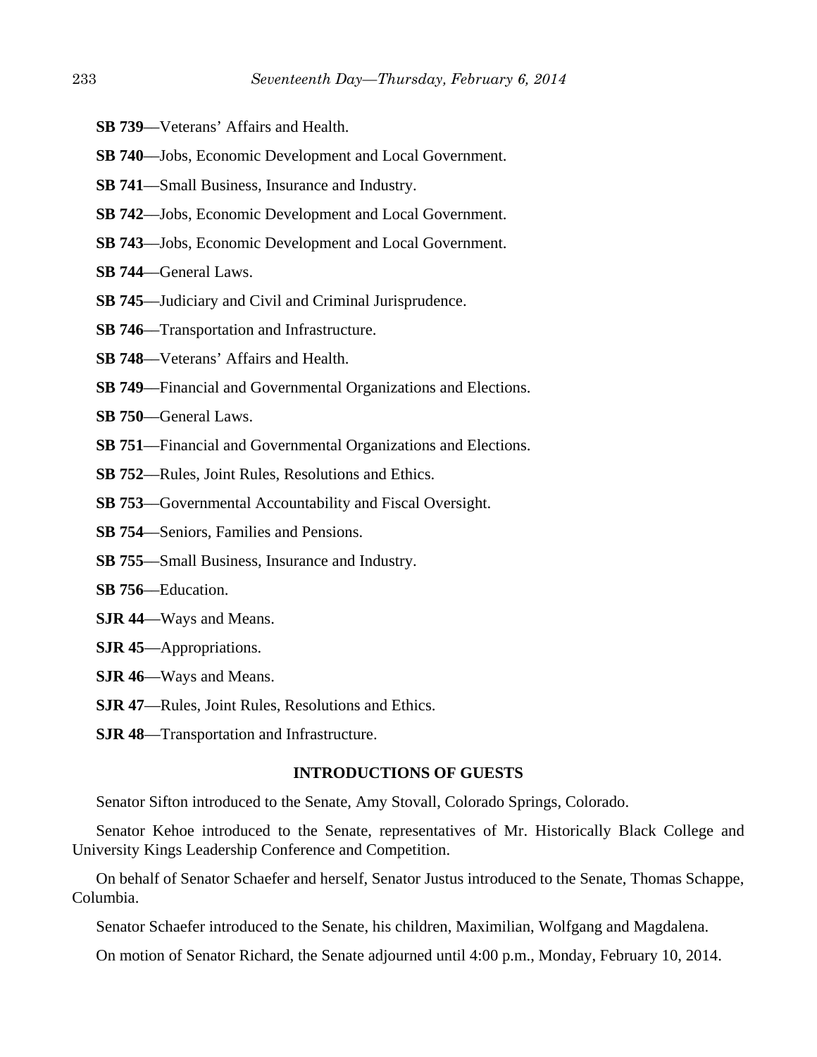**SB 739**—Veterans' Affairs and Health.

**SB 740**—Jobs, Economic Development and Local Government.

**SB 741**—Small Business, Insurance and Industry.

**SB 742**—Jobs, Economic Development and Local Government.

**SB 743**—Jobs, Economic Development and Local Government.

**SB 744**—General Laws.

**SB 745**—Judiciary and Civil and Criminal Jurisprudence.

**SB 746**—Transportation and Infrastructure.

**SB 748**—Veterans' Affairs and Health.

**SB 749**—Financial and Governmental Organizations and Elections.

**SB 750**—General Laws.

**SB 751**—Financial and Governmental Organizations and Elections.

**SB 752**—Rules, Joint Rules, Resolutions and Ethics.

**SB 753**—Governmental Accountability and Fiscal Oversight.

**SB 754**—Seniors, Families and Pensions.

**SB 755**—Small Business, Insurance and Industry.

**SB 756**—Education.

**SJR 44**—Ways and Means.

**SJR 45**—Appropriations.

**SJR 46**—Ways and Means.

**SJR 47**—Rules, Joint Rules, Resolutions and Ethics.

**SJR 48**—Transportation and Infrastructure.

**INTRODUCTIONS OF GUESTS**

Senator Sifton introduced to the Senate, Amy Stovall, Colorado Springs, Colorado.

Senator Kehoe introduced to the Senate, representatives of Mr. Historically Black College and University Kings Leadership Conference and Competition.

On behalf of Senator Schaefer and herself, Senator Justus introduced to the Senate, Thomas Schappe, Columbia.

Senator Schaefer introduced to the Senate, his children, Maximilian, Wolfgang and Magdalena.

On motion of Senator Richard, the Senate adjourned until 4:00 p.m., Monday, February 10, 2014.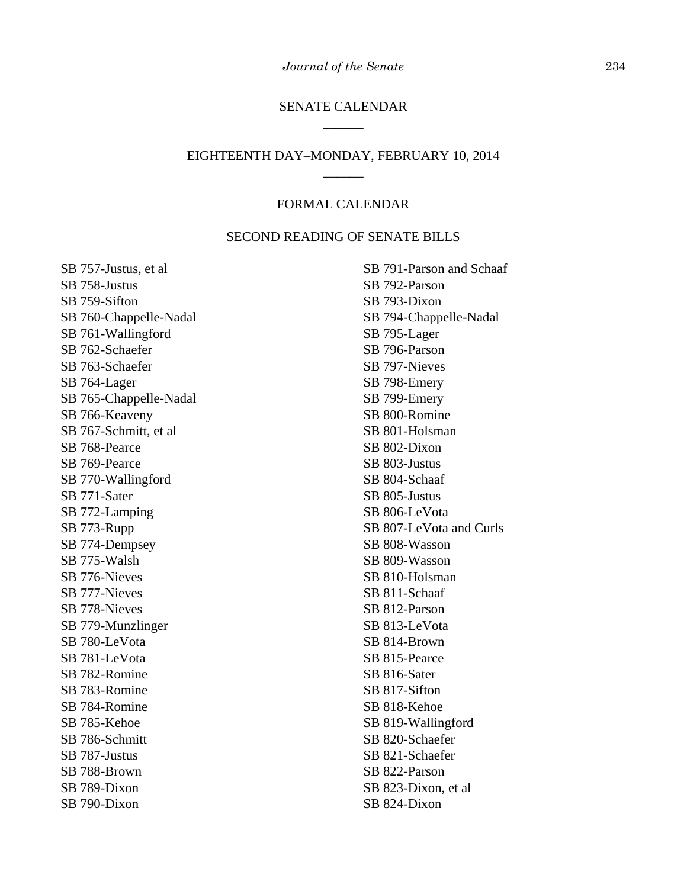## SENATE CALENDAR

______

## EIGHTEENTH DAY–MONDAY, FEBRUARY 10, 2014

______

### FORMAL CALENDAR

### SECOND READING OF SENATE BILLS

SB 757-Justus, et al
SB 758-Justus
SB 759-Sifton
SB 760-Chappelle-Nadal
SB 761-Wallingford
SB 762-Schaefer
SB 763-Schaefer
SB 764-Lager
SB 765-Chappelle-Nadal
SB 766-Keaveny
SB 767-Schmitt, et al
SB 768-Pearce
SB 769-Pearce
SB 770-Wallingford
SB 771-Sater
SB 772-Lamping
SB 773-Rupp
SB 774-Dempsey
SB 775-Walsh
SB 776-Nieves
SB 777-Nieves
SB 778-Nieves
SB 779-Munzlinger
SB 780-LeVota
SB 781-LeVota
SB 782-Romine
SB 783-Romine
SB 784-Romine
SB 785-Kehoe
SB 786-Schmitt
SB 787-Justus
SB 788-Brown
SB 789-Dixon
SB 790-Dixon
SB 791-Parson and Schaaf
SB 792-Parson
SB 793-Dixon
SB 794-Chappelle-Nadal
SB 795-Lager
SB 796-Parson
SB 797-Nieves
SB 798-Emery
SB 799-Emery
SB 800-Romine
SB 801-Holsman
SB 802-Dixon
SB 803-Justus
SB 804-Schaaf
SB 805-Justus
SB 806-LeVota
SB 807-LeVota and Curls
SB 808-Wasson
SB 809-Wasson
SB 810-Holsman
SB 811-Schaaf
SB 812-Parson
SB 813-LeVota
SB 814-Brown
SB 815-Pearce
SB 816-Sater
SB 817-Sifton
SB 818-Kehoe
SB 819-Wallingford
SB 820-Schaefer
SB 821-Schaefer
SB 822-Parson
SB 823-Dixon, et al
SB 824-Dixon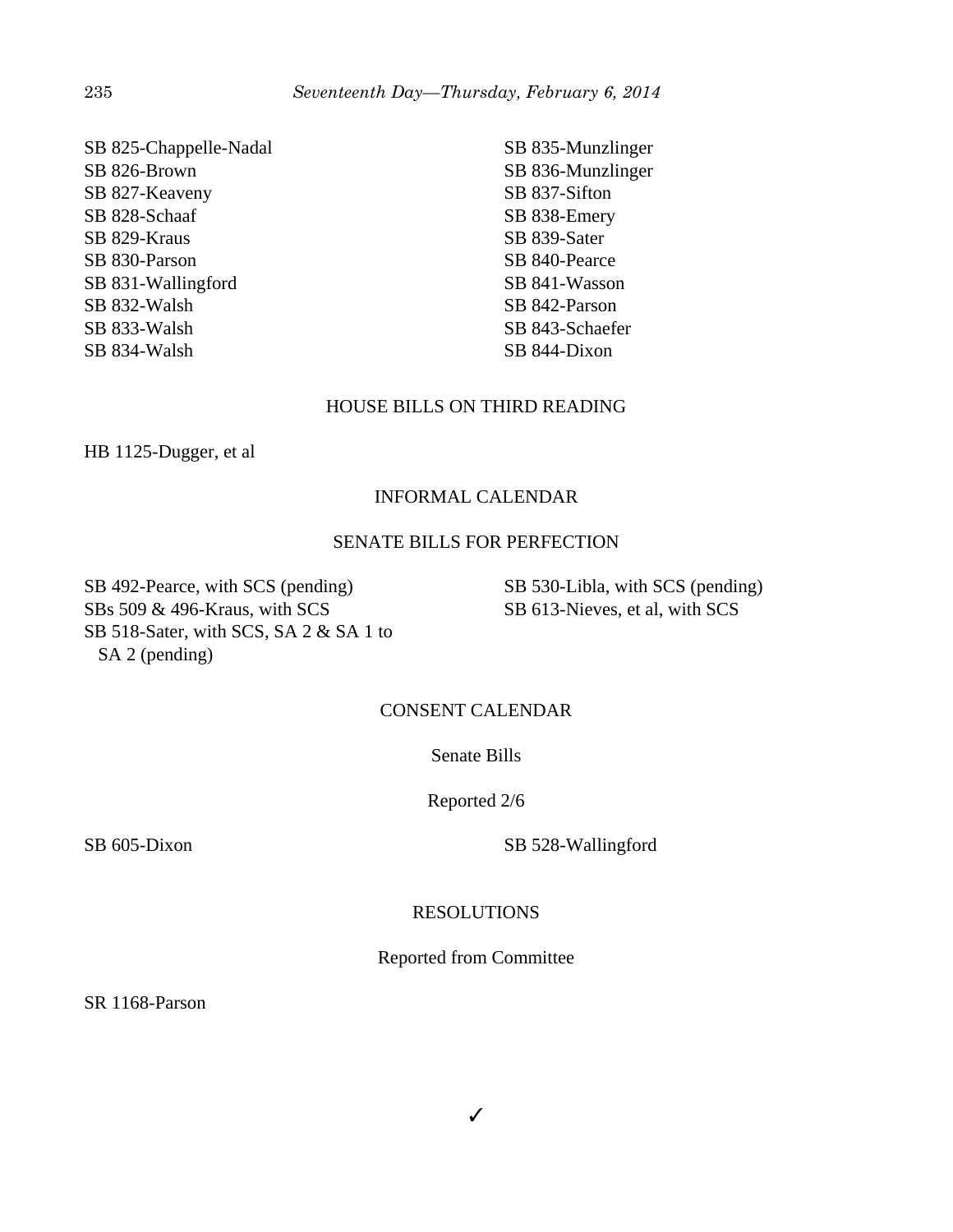SB 825-Chappelle-Nadal
SB 826-Brown
SB 827-Keaveny
SB 828-Schaaf
SB 829-Kraus
SB 830-Parson
SB 831-Wallingford
SB 832-Walsh
SB 833-Walsh
SB 834-Walsh
SB 835-Munzlinger
SB 836-Munzlinger
SB 837-Sifton
SB 838-Emery
SB 839-Sater
SB 840-Pearce
SB 841-Wasson
SB 842-Parson
SB 843-Schaefer
SB 844-Dixon

HOUSE BILLS ON THIRD READING

HB 1125-Dugger, et al

INFORMAL CALENDAR

SENATE BILLS FOR PERFECTION

SB 492-Pearce, with SCS (pending)
SBs 509 & 496-Kraus, with SCS
SB 518-Sater, with SCS, SA 2 & SA 1 to SA 2 (pending)
SB 530-Libla, with SCS (pending)
SB 613-Nieves, et al, with SCS

CONSENT CALENDAR

Senate Bills

Reported 2/6

SB 605-Dixon
SB 528-Wallingford

RESOLUTIONS

Reported from Committee

SR 1168-Parson

✓